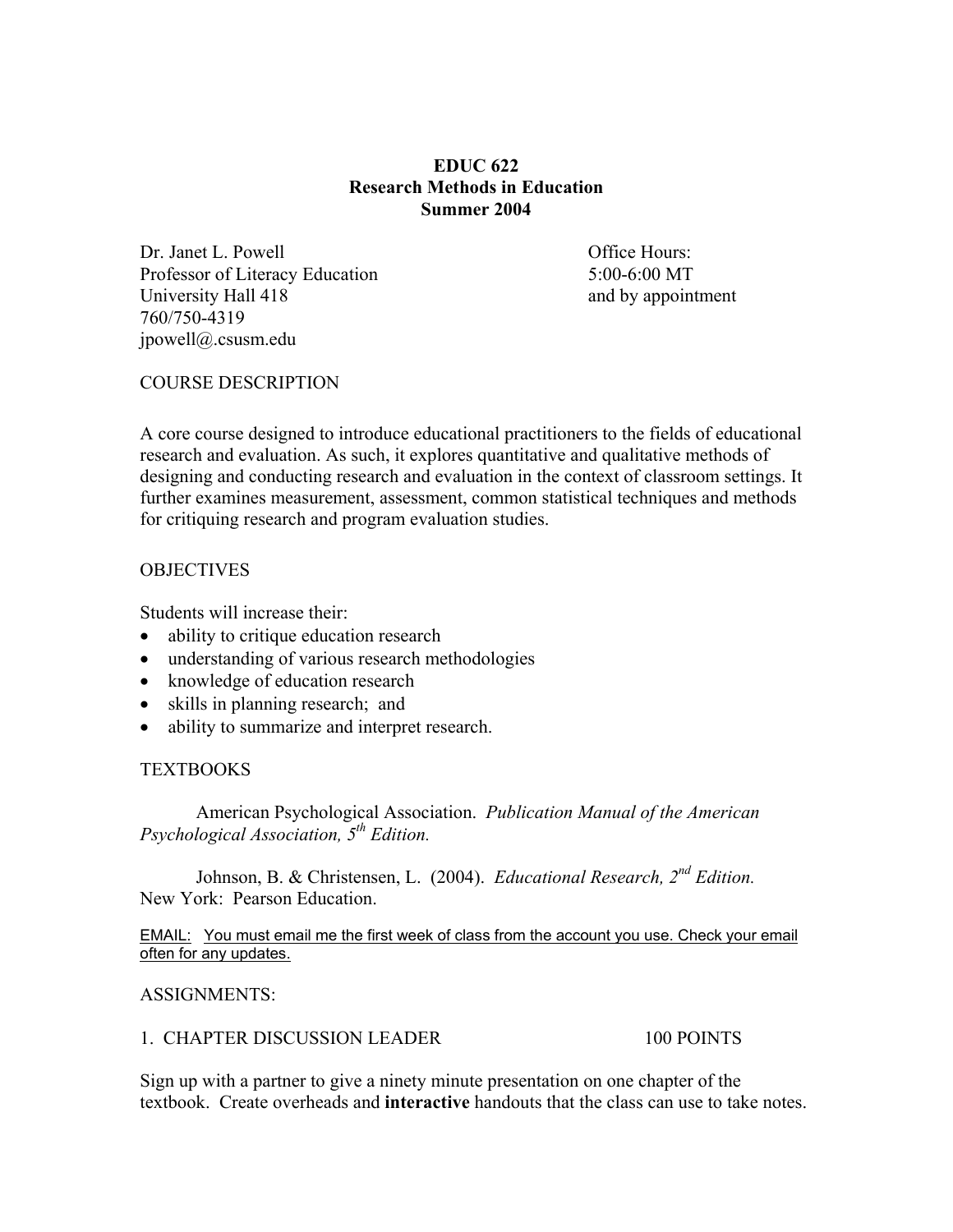**EDUC 622**
**Research Methods in Education**
**Summer 2004**

Dr. Janet L. Powell
Professor of Literacy Education
University Hall 418
760/750-4319
jpowell@.csusm.edu

Office Hours:
5:00-6:00 MT
and by appointment

COURSE DESCRIPTION

A core course designed to introduce educational practitioners to the fields of educational research and evaluation. As such, it explores quantitative and qualitative methods of designing and conducting research and evaluation in the context of classroom settings. It further examines measurement, assessment, common statistical techniques and methods for critiquing research and program evaluation studies.

OBJECTIVES

Students will increase their:

- ability to critique education research
- understanding of various research methodologies
- knowledge of education research
- skills in planning research; and
- ability to summarize and interpret research.

TEXTBOOKS

American Psychological Association. *Publication Manual of the American Psychological Association, 5th Edition.*

Johnson, B. & Christensen, L. (2004). *Educational Research, 2nd Edition.* New York: Pearson Education.

EMAIL: You must email me the first week of class from the account you use. Check your email often for any updates.

ASSIGNMENTS:

1. CHAPTER DISCUSSION LEADER 100 POINTS

Sign up with a partner to give a ninety minute presentation on one chapter of the textbook. Create overheads and **interactive** handouts that the class can use to take notes.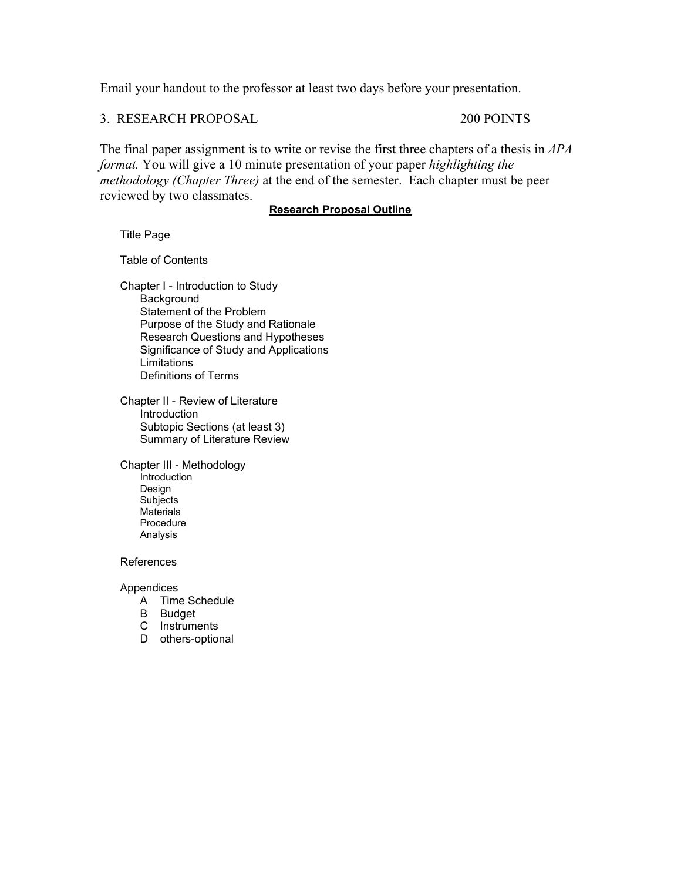Email your handout to the professor at least two days before your presentation.

3. RESEARCH PROPOSAL 200 POINTS

The final paper assignment is to write or revise the first three chapters of a thesis in *APA format.* You will give a 10 minute presentation of your paper *highlighting the methodology (Chapter Three)* at the end of the semester. Each chapter must be peer reviewed by two classmates.

**Research Proposal Outline**

Title Page

Table of Contents

Chapter I - Introduction to Study
- Background
- Statement of the Problem
- Purpose of the Study and Rationale
- Research Questions and Hypotheses
- Significance of Study and Applications
- Limitations
- Definitions of Terms

Chapter II - Review of Literature
- Introduction
- Subtopic Sections (at least 3)
- Summary of Literature Review

Chapter III - Methodology
- Introduction
- Design
- Subjects
- Materials
- Procedure
- Analysis

References

Appendices
- A Time Schedule
- B Budget
- C Instruments
- D others-optional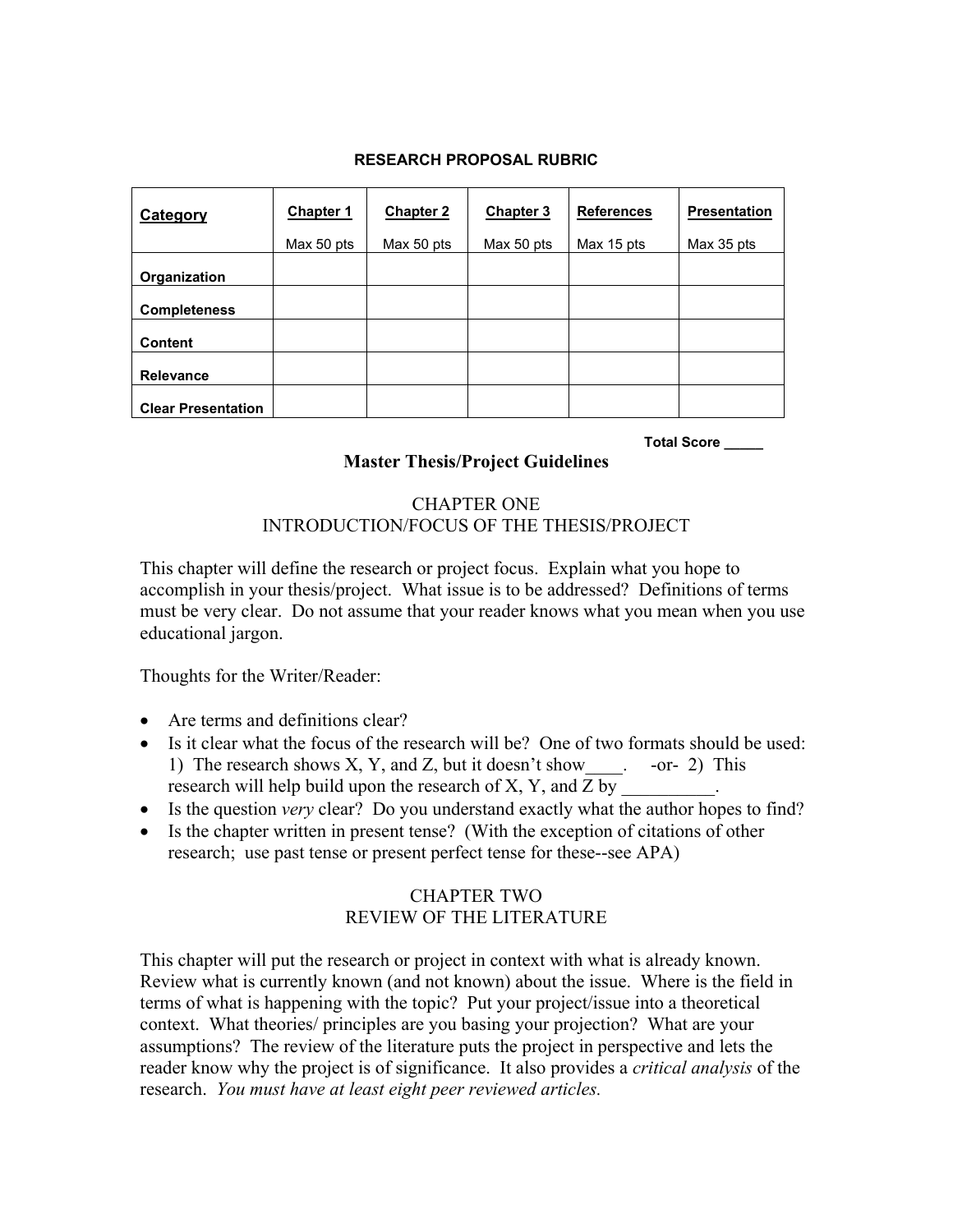# RESEARCH PROPOSAL RUBRIC

| Category | Chapter 1<br>Max 50 pts | Chapter 2<br>Max 50 pts | Chapter 3<br>Max 50 pts | References<br>Max 15 pts | Presentation<br>Max 35 pts |
|---|---|---|---|---|---|
| **Organization** | | | | | |
| **Completeness** | | | | | |
| **Content** | | | | | |
| **Relevance** | | | | | |
| **Clear Presentation** | | | | | |

**Total Score _____**

## Master Thesis/Project Guidelines

### CHAPTER ONE
### INTRODUCTION/FOCUS OF THE THESIS/PROJECT

This chapter will define the research or project focus. Explain what you hope to accomplish in your thesis/project. What issue is to be addressed? Definitions of terms must be very clear. Do not assume that your reader knows what you mean when you use educational jargon.

Thoughts for the Writer/Reader:

- Are terms and definitions clear?
- Is it clear what the focus of the research will be? One of two formats should be used: 1) The research shows X, Y, and Z, but it doesn't show____. -or- 2) This research will help build upon the research of X, Y, and Z by __________.
- Is the question *very* clear? Do you understand exactly what the author hopes to find?
- Is the chapter written in present tense? (With the exception of citations of other research; use past tense or present perfect tense for these--see APA)

### CHAPTER TWO
### REVIEW OF THE LITERATURE

This chapter will put the research or project in context with what is already known. Review what is currently known (and not known) about the issue. Where is the field in terms of what is happening with the topic? Put your project/issue into a theoretical context. What theories/ principles are you basing your projection? What are your assumptions? The review of the literature puts the project in perspective and lets the reader know why the project is of significance. It also provides a *critical analysis* of the research. *You must have at least eight peer reviewed articles.*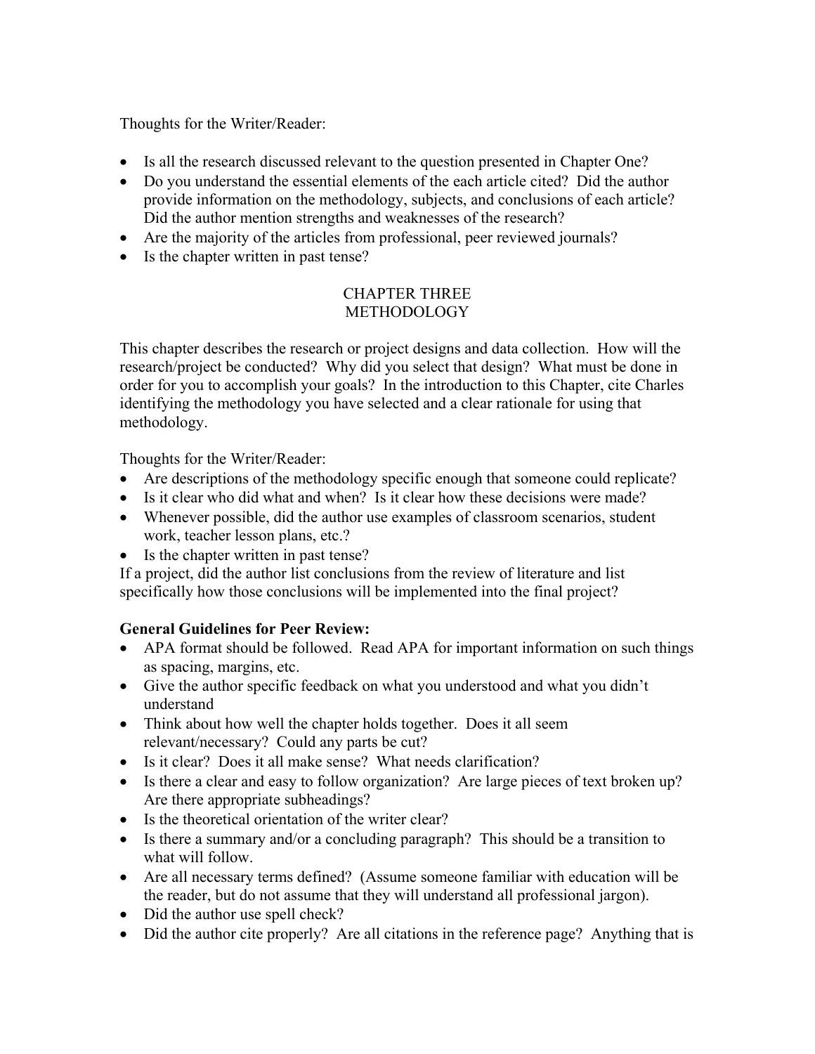Thoughts for the Writer/Reader:

- Is all the research discussed relevant to the question presented in Chapter One?
- Do you understand the essential elements of the each article cited? Did the author provide information on the methodology, subjects, and conclusions of each article? Did the author mention strengths and weaknesses of the research?
- Are the majority of the articles from professional, peer reviewed journals?
- Is the chapter written in past tense?

## CHAPTER THREE
## METHODOLOGY

This chapter describes the research or project designs and data collection. How will the research/project be conducted? Why did you select that design? What must be done in order for you to accomplish your goals? In the introduction to this Chapter, cite Charles identifying the methodology you have selected and a clear rationale for using that methodology.

Thoughts for the Writer/Reader:

- Are descriptions of the methodology specific enough that someone could replicate?
- Is it clear who did what and when? Is it clear how these decisions were made?
- Whenever possible, did the author use examples of classroom scenarios, student work, teacher lesson plans, etc.?
- Is the chapter written in past tense?

If a project, did the author list conclusions from the review of literature and list specifically how those conclusions will be implemented into the final project?

**General Guidelines for Peer Review:**

- APA format should be followed. Read APA for important information on such things as spacing, margins, etc.
- Give the author specific feedback on what you understood and what you didn't understand
- Think about how well the chapter holds together. Does it all seem relevant/necessary? Could any parts be cut?
- Is it clear? Does it all make sense? What needs clarification?
- Is there a clear and easy to follow organization? Are large pieces of text broken up? Are there appropriate subheadings?
- Is the theoretical orientation of the writer clear?
- Is there a summary and/or a concluding paragraph? This should be a transition to what will follow.
- Are all necessary terms defined? (Assume someone familiar with education will be the reader, but do not assume that they will understand all professional jargon).
- Did the author use spell check?
- Did the author cite properly? Are all citations in the reference page? Anything that is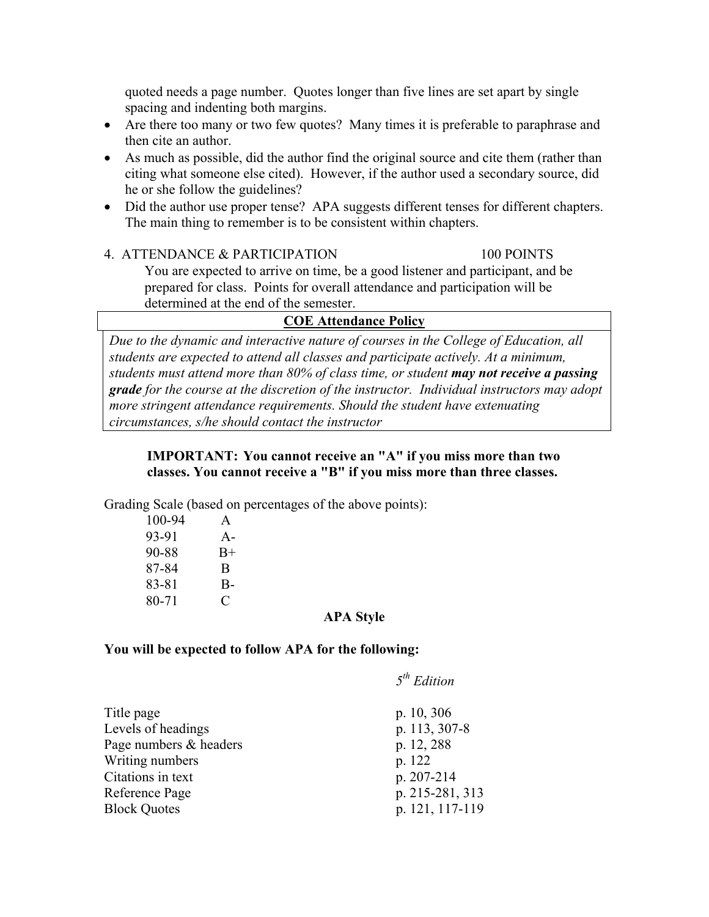quoted needs a page number. Quotes longer than five lines are set apart by single spacing and indenting both margins.

- Are there too many or two few quotes? Many times it is preferable to paraphrase and then cite an author.
- As much as possible, did the author find the original source and cite them (rather than citing what someone else cited). However, if the author used a secondary source, did he or she follow the guidelines?
- Did the author use proper tense? APA suggests different tenses for different chapters. The main thing to remember is to be consistent within chapters.

4. ATTENDANCE & PARTICIPATION 100 POINTS

You are expected to arrive on time, be a good listener and participant, and be prepared for class. Points for overall attendance and participation will be determined at the end of the semester.

| **COE Attendance Policy** |
| --- |
| *Due to the dynamic and interactive nature of courses in the College of Education, all students are expected to attend all classes and participate actively. At a minimum, students must attend more than 80% of class time, or student **may not receive a passing grade** for the course at the discretion of the instructor. Individual instructors may adopt more stringent attendance requirements. Should the student have extenuating circumstances, s/he should contact the instructor* |

**IMPORTANT: You cannot receive an "A" if you miss more than two classes. You cannot receive a "B" if you miss more than three classes.**

Grading Scale (based on percentages of the above points):

| | |
| --- | --- |
| 100-94 | A |
| 93-91 | A- |
| 90-88 | B+ |
| 87-84 | B |
| 83-81 | B- |
| 80-71 | C |

## APA Style

**You will be expected to follow APA for the following:**

| | *5th Edition* |
| --- | --- |
| Title page | p. 10, 306 |
| Levels of headings | p. 113, 307-8 |
| Page numbers & headers | p. 12, 288 |
| Writing numbers | p. 122 |
| Citations in text | p. 207-214 |
| Reference Page | p. 215-281, 313 |
| Block Quotes | p. 121, 117-119 |